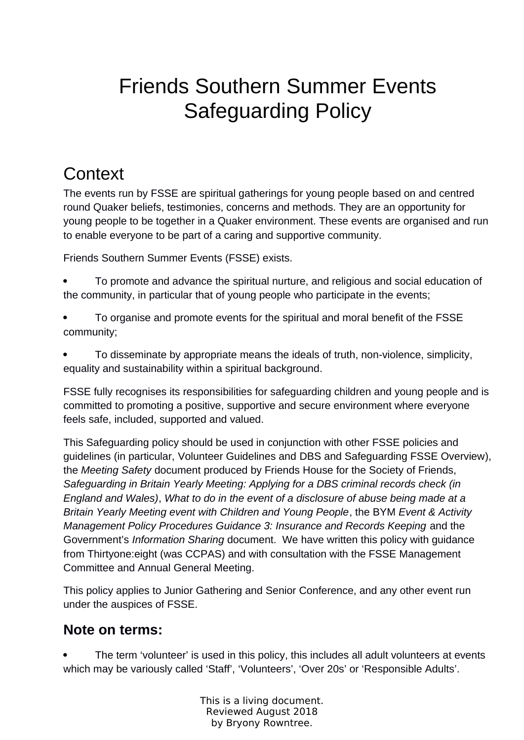# Friends Southern Summer Events Safeguarding Policy

## Context

The events run by FSSE are spiritual gatherings for young people based on and centred round Quaker beliefs, testimonies, concerns and methods. They are an opportunity for young people to be together in a Quaker environment. These events are organised and run to enable everyone to be part of a caring and supportive community.

Friends Southern Summer Events (FSSE) exists.

- To promote and advance the spiritual nurture, and religious and social education of the community, in particular that of young people who participate in the events;
- To organise and promote events for the spiritual and moral benefit of the FSSE community;
- To disseminate by appropriate means the ideals of truth, non-violence, simplicity, equality and sustainability within a spiritual background.

FSSE fully recognises its responsibilities for safeguarding children and young people and is committed to promoting a positive, supportive and secure environment where everyone feels safe, included, supported and valued.

This Safeguarding policy should be used in conjunction with other FSSE policies and guidelines (in particular, Volunteer Guidelines and DBS and Safeguarding FSSE Overview), the *Meeting Safety* document produced by Friends House for the Society of Friends, *Safeguarding in Britain Yearly Meeting: Applying for a DBS criminal records check (in England and Wales)*, *What to do in the event of a disclosure of abuse being made at a Britain Yearly Meeting event with Children and Young People*, the BYM *Event & Activity Management Policy Procedures Guidance 3: Insurance and Records Keeping* and the Government's *Information Sharing* document. We have written this policy with guidance from Thirtyone:eight (was CCPAS) and with consultation with the FSSE Management Committee and Annual General Meeting.

This policy applies to Junior Gathering and Senior Conference, and any other event run under the auspices of FSSE.

### **Note on terms:**

- The term 'volunteer' is used in this policy, this includes all adult volunteers at events which may be variously called 'Staff', 'Volunteers', 'Over 20s' or 'Responsible Adults'.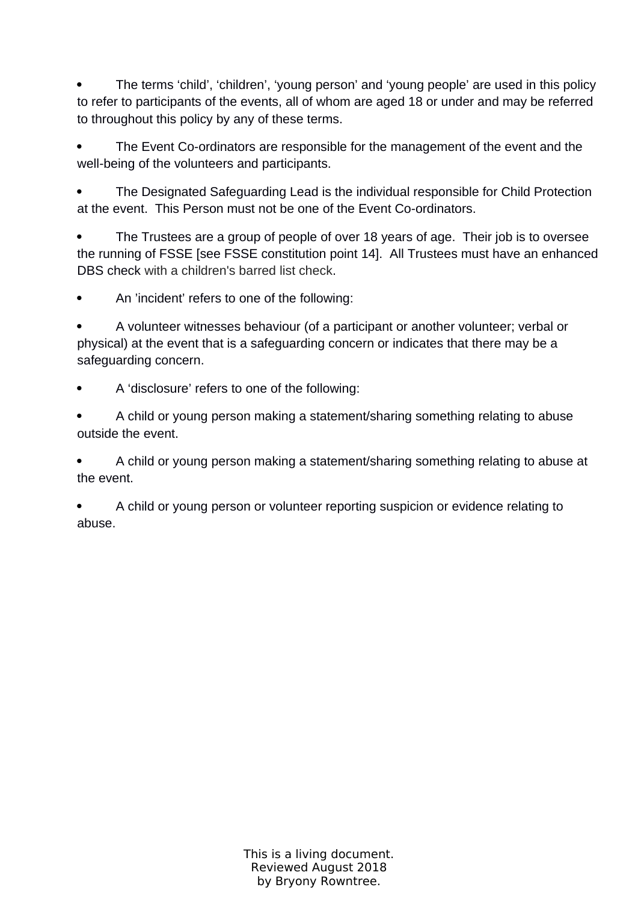- The terms ‘child’, ‘children’, ‘young person’ and ‘young people’ are used in this policy to refer to participants of the events, all of whom are aged 18 or under and may be referred to throughout this policy by any of these terms.

- The Event Co-ordinators are responsible for the management of the event and the well-being of the volunteers and participants.

- The Designated Safeguarding Lead is the individual responsible for Child Protection at the event. This Person must not be one of the Event Co-ordinators.

- The Trustees are a group of people of over 18 years of age. Their job is to oversee the running of FSSE [see FSSE constitution point 14]. All Trustees must have an enhanced DBS check with a children's barred list check.

- An ’incident’ refers to one of the following:

- A volunteer witnesses behaviour (of a participant or another volunteer; verbal or physical) at the event that is a safeguarding concern or indicates that there may be a safeguarding concern.

- A ‘disclosure’ refers to one of the following:

- A child or young person making a statement/sharing something relating to abuse outside the event.

- A child or young person making a statement/sharing something relating to abuse at the event.

- A child or young person or volunteer reporting suspicion or evidence relating to abuse.

This is a living document.
Reviewed August 2018
by Bryony Rowntree.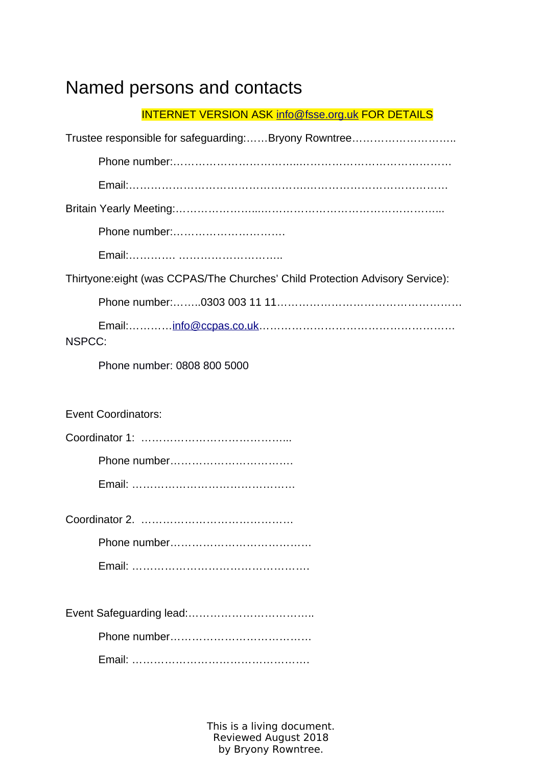# Named persons and contacts

INTERNET VERSION ASK info@fsse.org.uk FOR DETAILS

Trustee responsible for safeguarding:……Bryony Rowntree………………………..

Phone number:……………………………..……………………………………

Email:…………………………………………….……………………………….

Britain Yearly Meeting:…………………...…………………………………………...

Phone number:………………………….

Email:…………. ………………………..

Thirtyone:eight (was CCPAS/The Churches' Child Protection Advisory Service):

Phone number:……..0303 003 11 11……………………………………………

Email:…………info@ccpas.co.uk………………………………………………

NSPCC:

Phone number: 0808 800 5000

Event Coordinators:

Coordinator 1: …………………………………...

Phone number…………………………….

Email: ……………………………………….

Coordinator 2. ……………………………………

Phone number………………………………….

Email: ………………………………………….

Event Safeguarding lead:……………………………..

Phone number………………………………….

Email: ………………………………………….

This is a living document.
Reviewed August 2018
by Bryony Rowntree.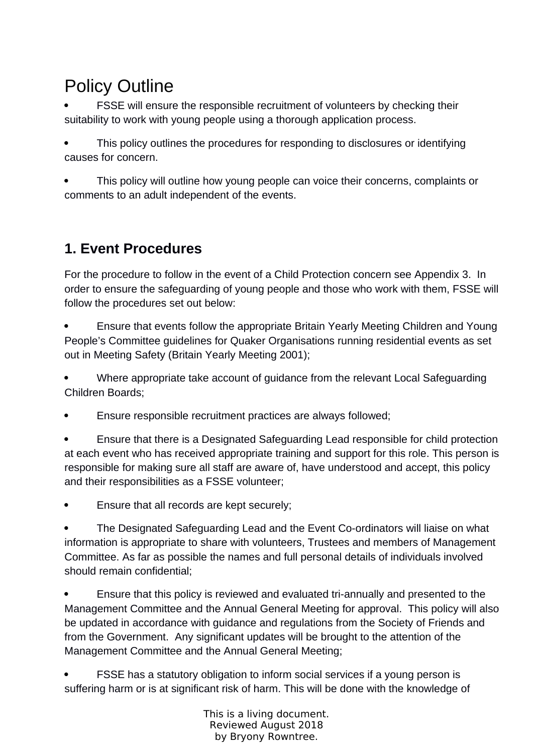# Policy Outline

- FSSE will ensure the responsible recruitment of volunteers by checking their suitability to work with young people using a thorough application process.
- This policy outlines the procedures for responding to disclosures or identifying causes for concern.
- This policy will outline how young people can voice their concerns, complaints or comments to an adult independent of the events.

## 1. Event Procedures

For the procedure to follow in the event of a Child Protection concern see Appendix 3. In order to ensure the safeguarding of young people and those who work with them, FSSE will follow the procedures set out below:

- Ensure that events follow the appropriate Britain Yearly Meeting Children and Young People's Committee guidelines for Quaker Organisations running residential events as set out in Meeting Safety (Britain Yearly Meeting 2001);
- Where appropriate take account of guidance from the relevant Local Safeguarding Children Boards;
- Ensure responsible recruitment practices are always followed;
- Ensure that there is a Designated Safeguarding Lead responsible for child protection at each event who has received appropriate training and support for this role. This person is responsible for making sure all staff are aware of, have understood and accept, this policy and their responsibilities as a FSSE volunteer;
- Ensure that all records are kept securely;
- The Designated Safeguarding Lead and the Event Co-ordinators will liaise on what information is appropriate to share with volunteers, Trustees and members of Management Committee. As far as possible the names and full personal details of individuals involved should remain confidential;
- Ensure that this policy is reviewed and evaluated tri-annually and presented to the Management Committee and the Annual General Meeting for approval. This policy will also be updated in accordance with guidance and regulations from the Society of Friends and from the Government. Any significant updates will be brought to the attention of the Management Committee and the Annual General Meeting;
- FSSE has a statutory obligation to inform social services if a young person is suffering harm or is at significant risk of harm. This will be done with the knowledge of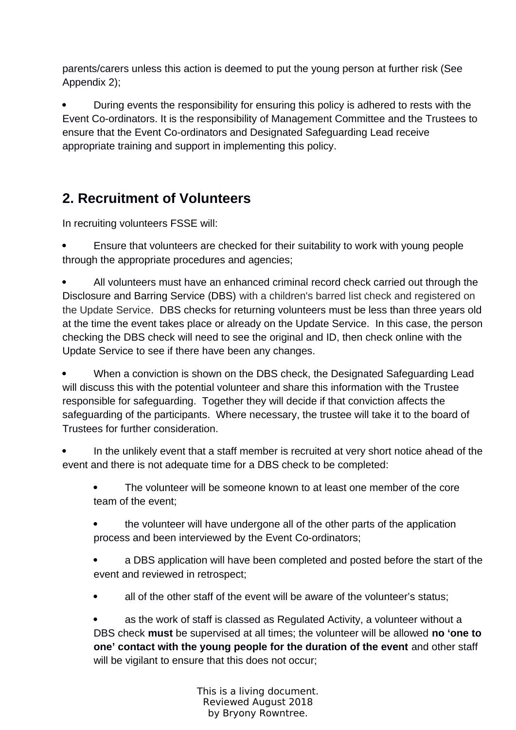parents/carers unless this action is deemed to put the young person at further risk (See Appendix 2);

- During events the responsibility for ensuring this policy is adhered to rests with the Event Co-ordinators. It is the responsibility of Management Committee and the Trustees to ensure that the Event Co-ordinators and Designated Safeguarding Lead receive appropriate training and support in implementing this policy.

## 2. Recruitment of Volunteers

In recruiting volunteers FSSE will:

- Ensure that volunteers are checked for their suitability to work with young people through the appropriate procedures and agencies;

- All volunteers must have an enhanced criminal record check carried out through the Disclosure and Barring Service (DBS) with a children's barred list check and registered on the Update Service. DBS checks for returning volunteers must be less than three years old at the time the event takes place or already on the Update Service. In this case, the person checking the DBS check will need to see the original and ID, then check online with the Update Service to see if there have been any changes.

- When a conviction is shown on the DBS check, the Designated Safeguarding Lead will discuss this with the potential volunteer and share this information with the Trustee responsible for safeguarding. Together they will decide if that conviction affects the safeguarding of the participants. Where necessary, the trustee will take it to the board of Trustees for further consideration.

- In the unlikely event that a staff member is recruited at very short notice ahead of the event and there is not adequate time for a DBS check to be completed:

  - The volunteer will be someone known to at least one member of the core team of the event;

  - the volunteer will have undergone all of the other parts of the application process and been interviewed by the Event Co-ordinators;

  - a DBS application will have been completed and posted before the start of the event and reviewed in retrospect;

  - all of the other staff of the event will be aware of the volunteer's status;

  - as the work of staff is classed as Regulated Activity, a volunteer without a DBS check **must** be supervised at all times; the volunteer will be allowed **no 'one to one' contact with the young people for the duration of the event** and other staff will be vigilant to ensure that this does not occur;

This is a living document.
Reviewed August 2018
by Bryony Rowntree.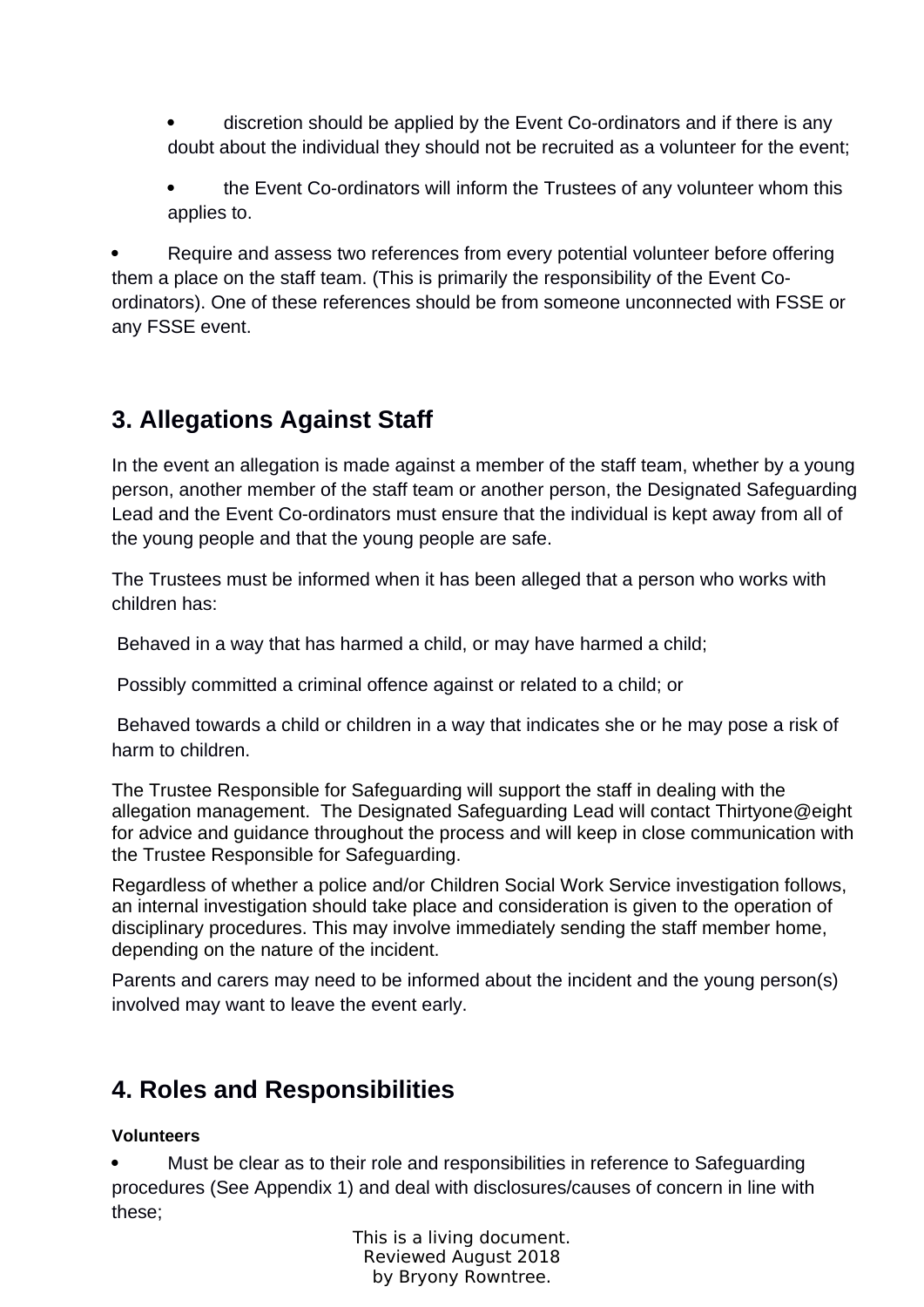- discretion should be applied by the Event Co-ordinators and if there is any doubt about the individual they should not be recruited as a volunteer for the event;
- the Event Co-ordinators will inform the Trustees of any volunteer whom this applies to.

- Require and assess two references from every potential volunteer before offering them a place on the staff team. (This is primarily the responsibility of the Event Co-ordinators). One of these references should be from someone unconnected with FSSE or any FSSE event.

## 3. Allegations Against Staff

In the event an allegation is made against a member of the staff team, whether by a young person, another member of the staff team or another person, the Designated Safeguarding Lead and the Event Co-ordinators must ensure that the individual is kept away from all of the young people and that the young people are safe.

The Trustees must be informed when it has been alleged that a person who works with children has:

Behaved in a way that has harmed a child, or may have harmed a child;

Possibly committed a criminal offence against or related to a child; or

Behaved towards a child or children in a way that indicates she or he may pose a risk of harm to children.

The Trustee Responsible for Safeguarding will support the staff in dealing with the allegation management. The Designated Safeguarding Lead will contact Thirtyone@eight for advice and guidance throughout the process and will keep in close communication with the Trustee Responsible for Safeguarding.

Regardless of whether a police and/or Children Social Work Service investigation follows, an internal investigation should take place and consideration is given to the operation of disciplinary procedures. This may involve immediately sending the staff member home, depending on the nature of the incident.

Parents and carers may need to be informed about the incident and the young person(s) involved may want to leave the event early.

## 4. Roles and Responsibilities

**Volunteers**

- Must be clear as to their role and responsibilities in reference to Safeguarding procedures (See Appendix 1) and deal with disclosures/causes of concern in line with these;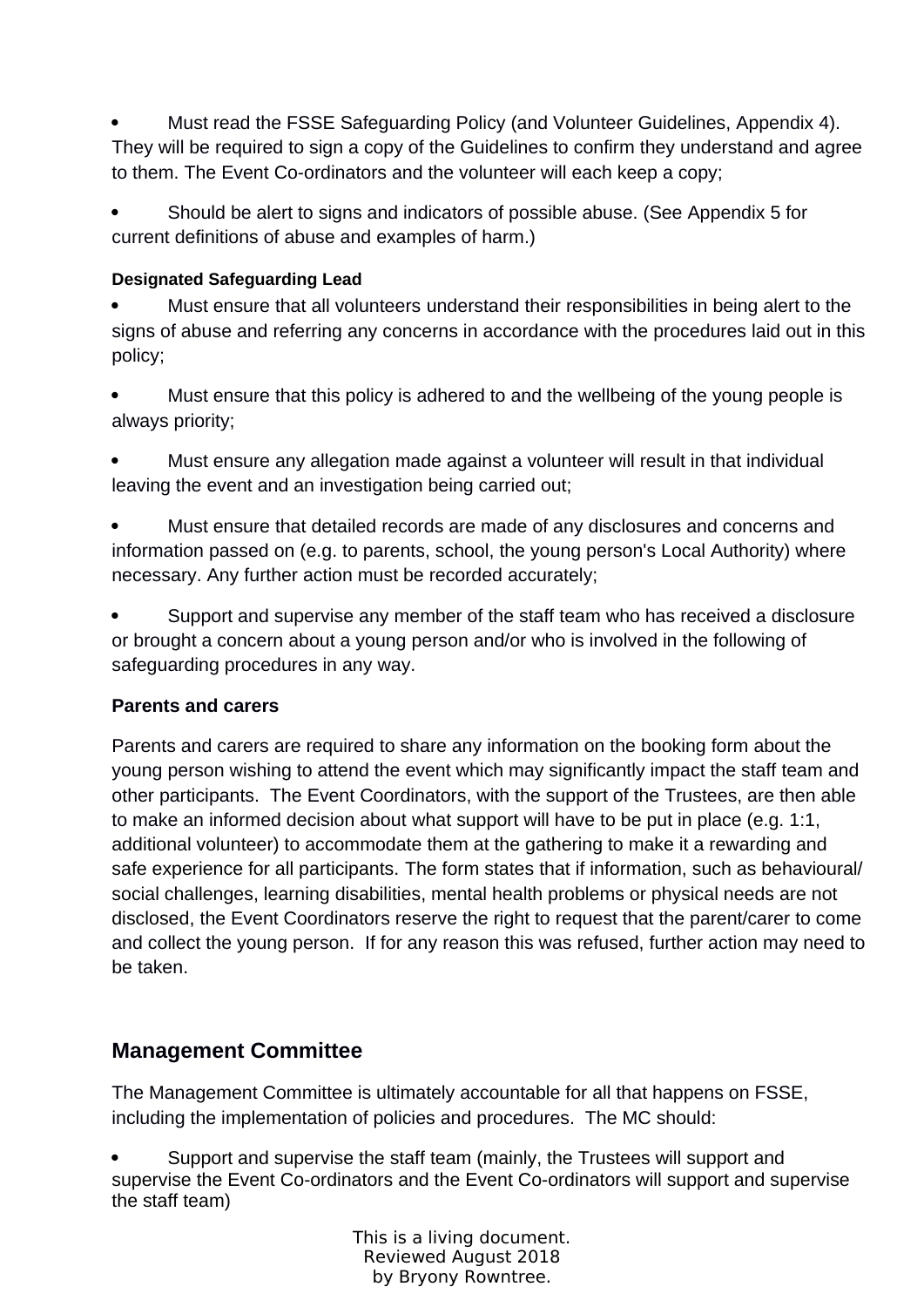- Must read the FSSE Safeguarding Policy (and Volunteer Guidelines, Appendix 4). They will be required to sign a copy of the Guidelines to confirm they understand and agree to them. The Event Co-ordinators and the volunteer will each keep a copy;

- Should be alert to signs and indicators of possible abuse. (See Appendix 5 for current definitions of abuse and examples of harm.)

**Designated Safeguarding Lead**

- Must ensure that all volunteers understand their responsibilities in being alert to the signs of abuse and referring any concerns in accordance with the procedures laid out in this policy;

- Must ensure that this policy is adhered to and the wellbeing of the young people is always priority;

- Must ensure any allegation made against a volunteer will result in that individual leaving the event and an investigation being carried out;

- Must ensure that detailed records are made of any disclosures and concerns and information passed on (e.g. to parents, school, the young person's Local Authority) where necessary. Any further action must be recorded accurately;

- Support and supervise any member of the staff team who has received a disclosure or brought a concern about a young person and/or who is involved in the following of safeguarding procedures in any way.

**Parents and carers**

Parents and carers are required to share any information on the booking form about the young person wishing to attend the event which may significantly impact the staff team and other participants. The Event Coordinators, with the support of the Trustees, are then able to make an informed decision about what support will have to be put in place (e.g. 1:1, additional volunteer) to accommodate them at the gathering to make it a rewarding and safe experience for all participants. The form states that if information, such as behavioural/ social challenges, learning disabilities, mental health problems or physical needs are not disclosed, the Event Coordinators reserve the right to request that the parent/carer to come and collect the young person. If for any reason this was refused, further action may need to be taken.

## Management Committee

The Management Committee is ultimately accountable for all that happens on FSSE, including the implementation of policies and procedures. The MC should:

- Support and supervise the staff team (mainly, the Trustees will support and supervise the Event Co-ordinators and the Event Co-ordinators will support and supervise the staff team)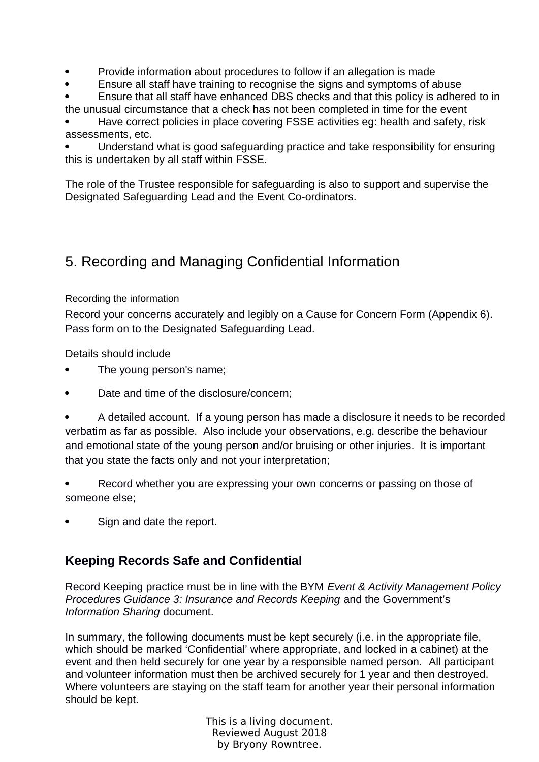- Provide information about procedures to follow if an allegation is made
- Ensure all staff have training to recognise the signs and symptoms of abuse
- Ensure that all staff have enhanced DBS checks and that this policy is adhered to in the unusual circumstance that a check has not been completed in time for the event
- Have correct policies in place covering FSSE activities eg: health and safety, risk assessments, etc.
- Understand what is good safeguarding practice and take responsibility for ensuring this is undertaken by all staff within FSSE.

The role of the Trustee responsible for safeguarding is also to support and supervise the Designated Safeguarding Lead and the Event Co-ordinators.

## 5. Recording and Managing Confidential Information

Recording the information

Record your concerns accurately and legibly on a Cause for Concern Form (Appendix 6). Pass form on to the Designated Safeguarding Lead.

Details should include

- The young person's name;
- Date and time of the disclosure/concern;
- A detailed account. If a young person has made a disclosure it needs to be recorded verbatim as far as possible. Also include your observations, e.g. describe the behaviour and emotional state of the young person and/or bruising or other injuries. It is important that you state the facts only and not your interpretation;
- Record whether you are expressing your own concerns or passing on those of someone else;
- Sign and date the report.

### Keeping Records Safe and Confidential

Record Keeping practice must be in line with the BYM *Event & Activity Management Policy Procedures Guidance 3: Insurance and Records Keeping* and the Government's *Information Sharing* document.

In summary, the following documents must be kept securely (i.e. in the appropriate file, which should be marked 'Confidential' where appropriate, and locked in a cabinet) at the event and then held securely for one year by a responsible named person. All participant and volunteer information must then be archived securely for 1 year and then destroyed. Where volunteers are staying on the staff team for another year their personal information should be kept.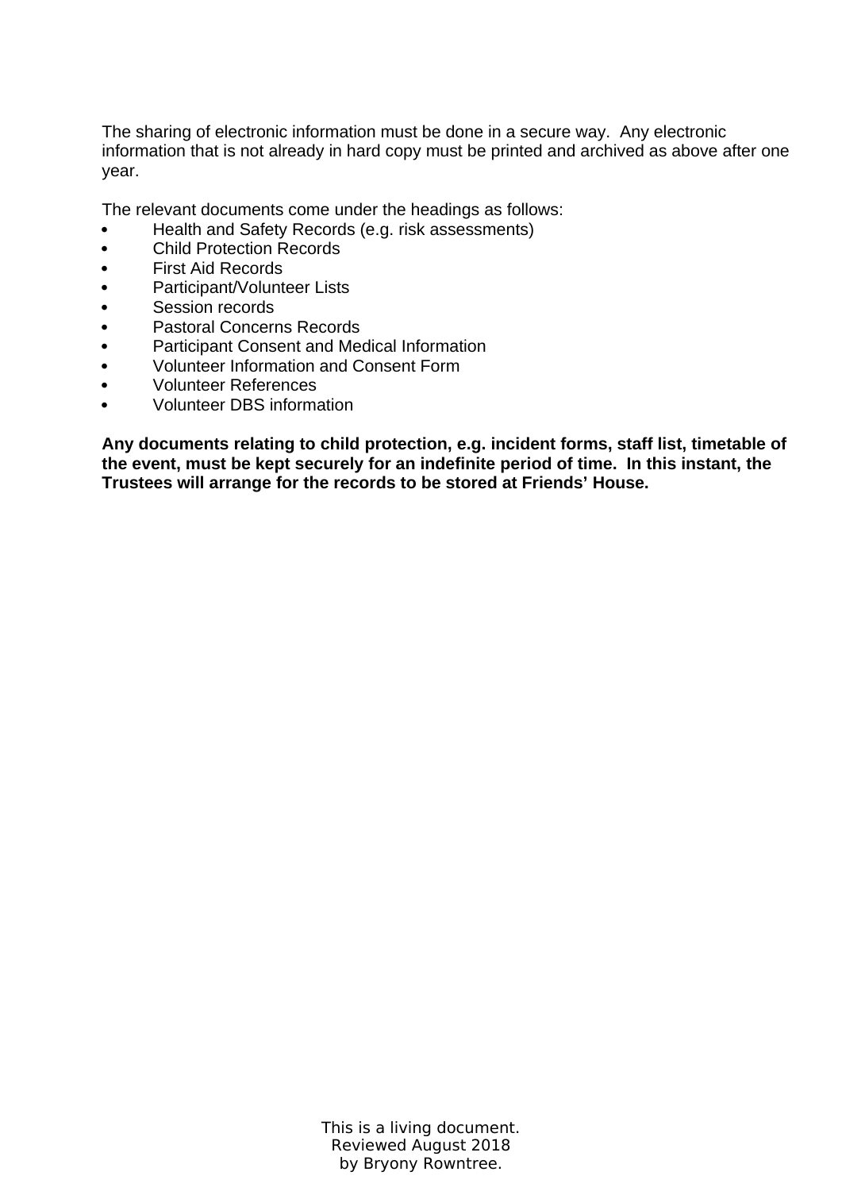The sharing of electronic information must be done in a secure way.  Any electronic information that is not already in hard copy must be printed and archived as above after one year.

The relevant documents come under the headings as follows:

- Health and Safety Records (e.g. risk assessments)
- Child Protection Records
- First Aid Records
- Participant/Volunteer Lists
- Session records
- Pastoral Concerns Records
- Participant Consent and Medical Information
- Volunteer Information and Consent Form
- Volunteer References
- Volunteer DBS information

**Any documents relating to child protection, e.g. incident forms, staff list, timetable of the event, must be kept securely for an indefinite period of time.  In this instant, the Trustees will arrange for the records to be stored at Friends' House.**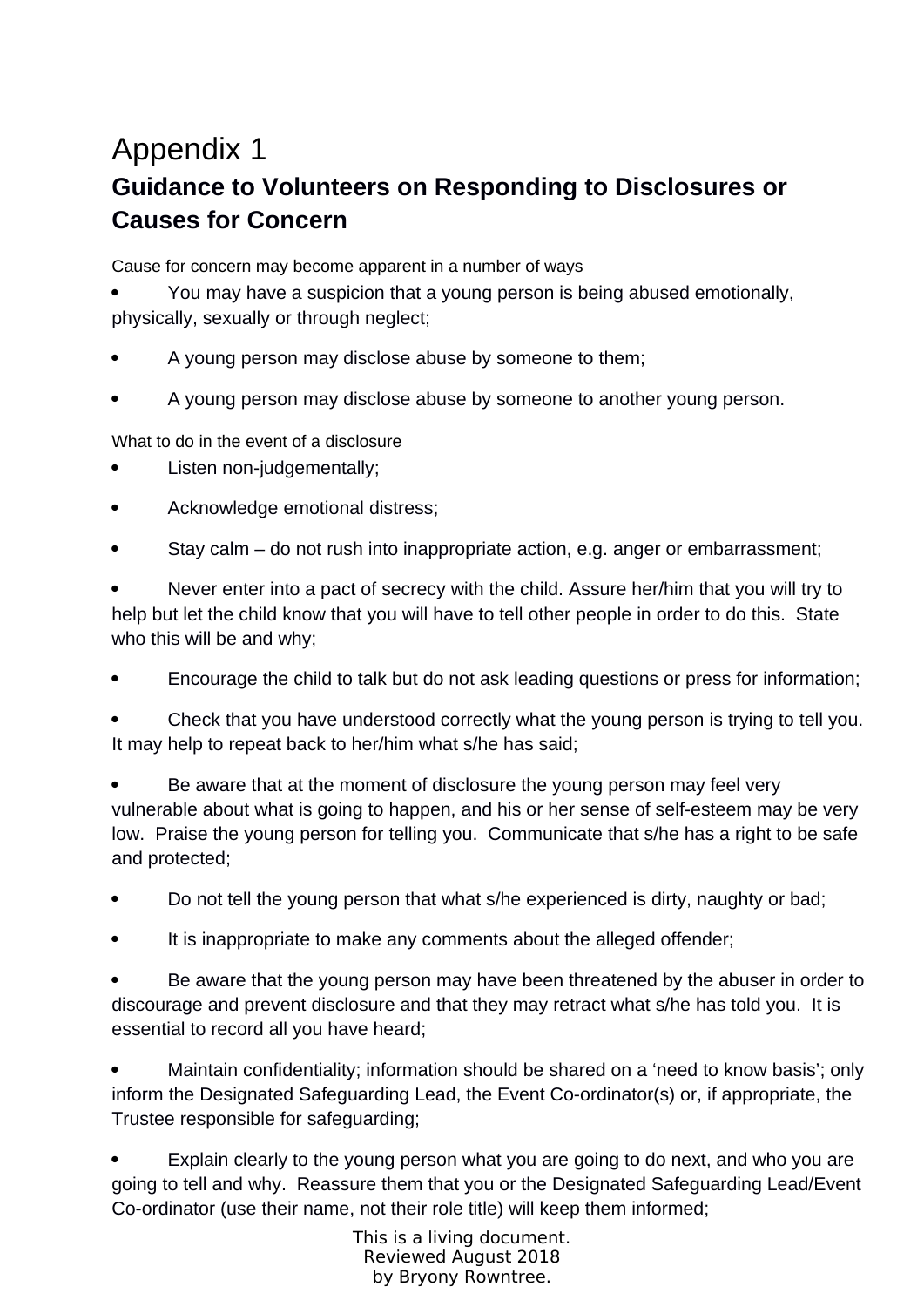# Appendix 1

## Guidance to Volunteers on Responding to Disclosures or Causes for Concern

Cause for concern may become apparent in a number of ways

- You may have a suspicion that a young person is being abused emotionally, physically, sexually or through neglect;
- A young person may disclose abuse by someone to them;
- A young person may disclose abuse by someone to another young person.

What to do in the event of a disclosure

- Listen non-judgementally;
- Acknowledge emotional distress;
- Stay calm – do not rush into inappropriate action, e.g. anger or embarrassment;
- Never enter into a pact of secrecy with the child. Assure her/him that you will try to help but let the child know that you will have to tell other people in order to do this. State who this will be and why;
- Encourage the child to talk but do not ask leading questions or press for information;
- Check that you have understood correctly what the young person is trying to tell you. It may help to repeat back to her/him what s/he has said;
- Be aware that at the moment of disclosure the young person may feel very vulnerable about what is going to happen, and his or her sense of self-esteem may be very low. Praise the young person for telling you. Communicate that s/he has a right to be safe and protected;
- Do not tell the young person that what s/he experienced is dirty, naughty or bad;
- It is inappropriate to make any comments about the alleged offender;
- Be aware that the young person may have been threatened by the abuser in order to discourage and prevent disclosure and that they may retract what s/he has told you. It is essential to record all you have heard;
- Maintain confidentiality; information should be shared on a 'need to know basis'; only inform the Designated Safeguarding Lead, the Event Co-ordinator(s) or, if appropriate, the Trustee responsible for safeguarding;
- Explain clearly to the young person what you are going to do next, and who you are going to tell and why. Reassure them that you or the Designated Safeguarding Lead/Event Co-ordinator (use their name, not their role title) will keep them informed;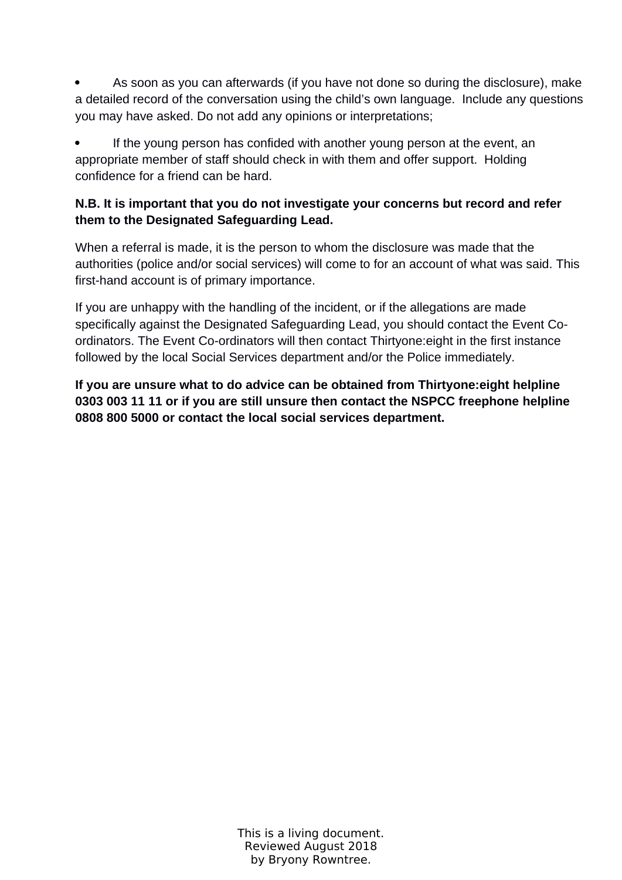- As soon as you can afterwards (if you have not done so during the disclosure), make a detailed record of the conversation using the child's own language. Include any questions you may have asked. Do not add any opinions or interpretations;
- If the young person has confided with another young person at the event, an appropriate member of staff should check in with them and offer support. Holding confidence for a friend can be hard.

**N.B. It is important that you do not investigate your concerns but record and refer them to the Designated Safeguarding Lead.**

When a referral is made, it is the person to whom the disclosure was made that the authorities (police and/or social services) will come to for an account of what was said. This first-hand account is of primary importance.

If you are unhappy with the handling of the incident, or if the allegations are made specifically against the Designated Safeguarding Lead, you should contact the Event Co-ordinators. The Event Co-ordinators will then contact Thirtyone:eight in the first instance followed by the local Social Services department and/or the Police immediately.

**If you are unsure what to do advice can be obtained from Thirtyone:eight helpline 0303 003 11 11 or if you are still unsure then contact the NSPCC freephone helpline 0808 800 5000 or contact the local social services department.**

This is a living document.
Reviewed August 2018
by Bryony Rowntree.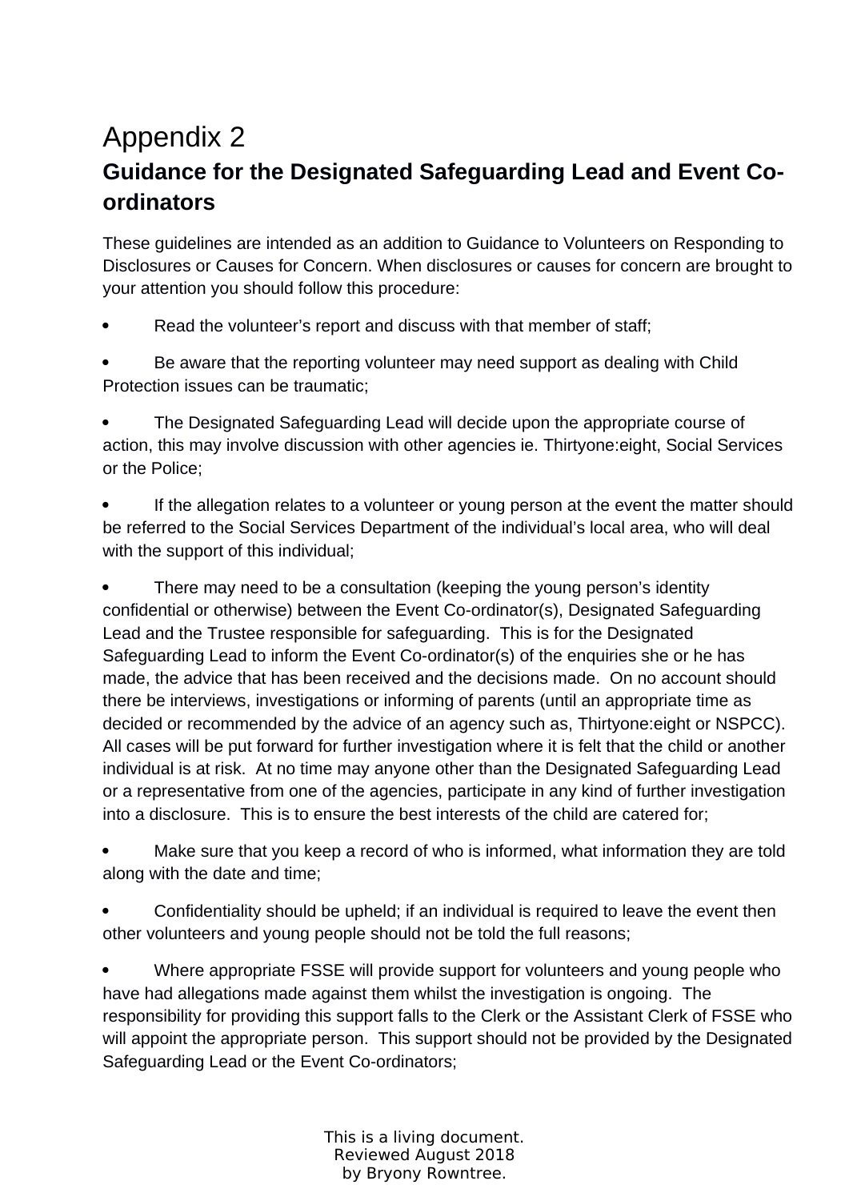# Appendix 2

## Guidance for the Designated Safeguarding Lead and Event Co-ordinators

These guidelines are intended as an addition to Guidance to Volunteers on Responding to Disclosures or Causes for Concern. When disclosures or causes for concern are brought to your attention you should follow this procedure:

- Read the volunteer's report and discuss with that member of staff;
- Be aware that the reporting volunteer may need support as dealing with Child Protection issues can be traumatic;
- The Designated Safeguarding Lead will decide upon the appropriate course of action, this may involve discussion with other agencies ie. Thirtyone:eight, Social Services or the Police;
- If the allegation relates to a volunteer or young person at the event the matter should be referred to the Social Services Department of the individual's local area, who will deal with the support of this individual;
- There may need to be a consultation (keeping the young person's identity confidential or otherwise) between the Event Co-ordinator(s), Designated Safeguarding Lead and the Trustee responsible for safeguarding. This is for the Designated Safeguarding Lead to inform the Event Co-ordinator(s) of the enquiries she or he has made, the advice that has been received and the decisions made. On no account should there be interviews, investigations or informing of parents (until an appropriate time as decided or recommended by the advice of an agency such as, Thirtyone:eight or NSPCC). All cases will be put forward for further investigation where it is felt that the child or another individual is at risk. At no time may anyone other than the Designated Safeguarding Lead or a representative from one of the agencies, participate in any kind of further investigation into a disclosure. This is to ensure the best interests of the child are catered for;
- Make sure that you keep a record of who is informed, what information they are told along with the date and time;
- Confidentiality should be upheld; if an individual is required to leave the event then other volunteers and young people should not be told the full reasons;
- Where appropriate FSSE will provide support for volunteers and young people who have had allegations made against them whilst the investigation is ongoing. The responsibility for providing this support falls to the Clerk or the Assistant Clerk of FSSE who will appoint the appropriate person. This support should not be provided by the Designated Safeguarding Lead or the Event Co-ordinators;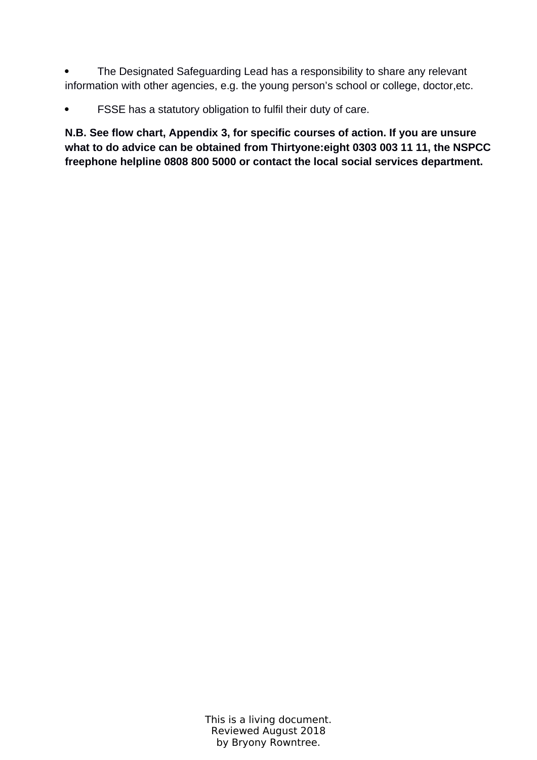- The Designated Safeguarding Lead has a responsibility to share any relevant information with other agencies, e.g. the young person’s school or college, doctor,etc.
- FSSE has a statutory obligation to fulfil their duty of care.

**N.B. See flow chart, Appendix 3, for specific courses of action. If you are unsure what to do advice can be obtained from Thirtyone:eight 0303 003 11 11, the NSPCC freephone helpline 0808 800 5000 or contact the local social services department.**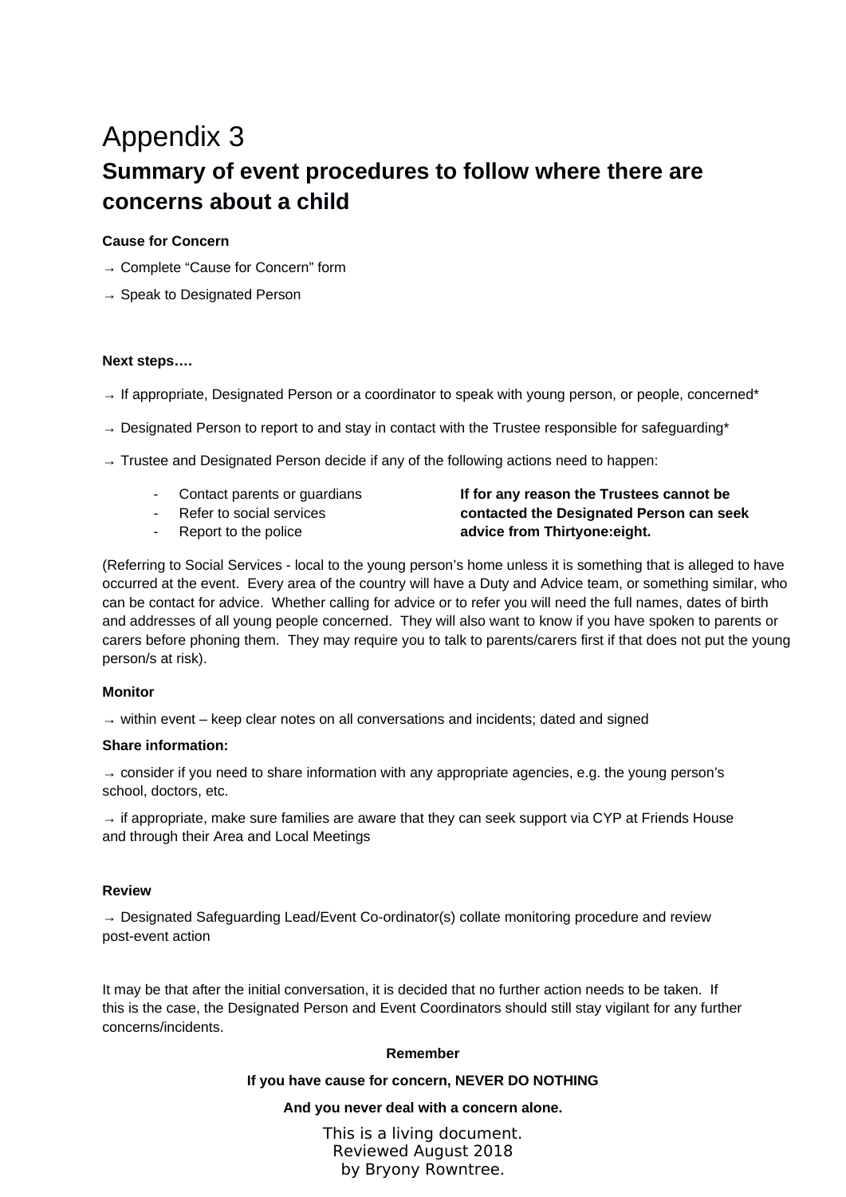# Appendix 3

## Summary of event procedures to follow where there are concerns about a child

**Cause for Concern**

→ Complete "Cause for Concern" form

→ Speak to Designated Person

**Next steps….**

→ If appropriate, Designated Person or a coordinator to speak with young person, or people, concerned*

→ Designated Person to report to and stay in contact with the Trustee responsible for safeguarding*

→ Trustee and Designated Person decide if any of the following actions need to happen:

- Contact parents or guardians
- Refer to social services
- Report to the police

**If for any reason the Trustees cannot be contacted the Designated Person can seek advice from Thirtyone:eight.**

(Referring to Social Services - local to the young person's home unless it is something that is alleged to have occurred at the event. Every area of the country will have a Duty and Advice team, or something similar, who can be contact for advice. Whether calling for advice or to refer you will need the full names, dates of birth and addresses of all young people concerned. They will also want to know if you have spoken to parents or carers before phoning them. They may require you to talk to parents/carers first if that does not put the young person/s at risk).

**Monitor**

→ within event – keep clear notes on all conversations and incidents; dated and signed

**Share information:**

→ consider if you need to share information with any appropriate agencies, e.g. the young person's school, doctors, etc.

→ if appropriate, make sure families are aware that they can seek support via CYP at Friends House and through their Area and Local Meetings

**Review**

→ Designated Safeguarding Lead/Event Co-ordinator(s) collate monitoring procedure and review post-event action

It may be that after the initial conversation, it is decided that no further action needs to be taken. If this is the case, the Designated Person and Event Coordinators should still stay vigilant for any further concerns/incidents.

**Remember**

**If you have cause for concern, NEVER DO NOTHING**

**And you never deal with a concern alone.**

This is a living document.
Reviewed August 2018
by Bryony Rowntree.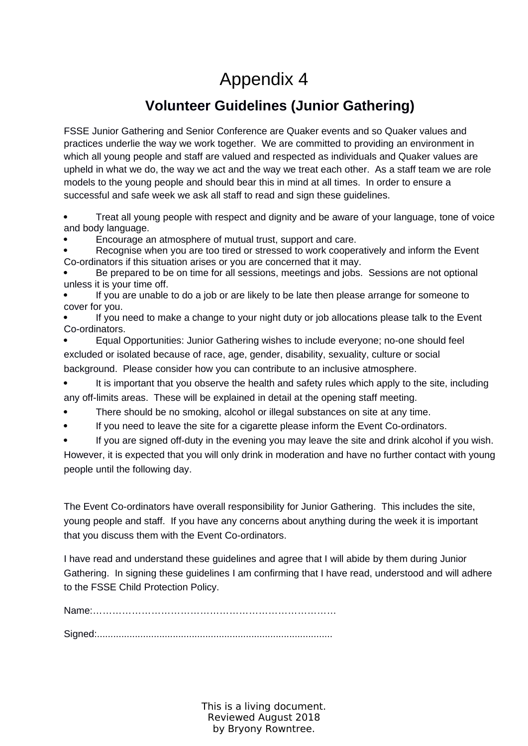# Appendix 4

## Volunteer Guidelines (Junior Gathering)

FSSE Junior Gathering and Senior Conference are Quaker events and so Quaker values and practices underlie the way we work together. We are committed to providing an environment in which all young people and staff are valued and respected as individuals and Quaker values are upheld in what we do, the way we act and the way we treat each other. As a staff team we are role models to the young people and should bear this in mind at all times. In order to ensure a successful and safe week we ask all staff to read and sign these guidelines.

- Treat all young people with respect and dignity and be aware of your language, tone of voice and body language.
- Encourage an atmosphere of mutual trust, support and care.
- Recognise when you are too tired or stressed to work cooperatively and inform the Event Co-ordinators if this situation arises or you are concerned that it may.
- Be prepared to be on time for all sessions, meetings and jobs. Sessions are not optional unless it is your time off.
- If you are unable to do a job or are likely to be late then please arrange for someone to cover for you.
- If you need to make a change to your night duty or job allocations please talk to the Event Co-ordinators.
- Equal Opportunities: Junior Gathering wishes to include everyone; no-one should feel excluded or isolated because of race, age, gender, disability, sexuality, culture or social background. Please consider how you can contribute to an inclusive atmosphere.
- It is important that you observe the health and safety rules which apply to the site, including any off-limits areas. These will be explained in detail at the opening staff meeting.
- There should be no smoking, alcohol or illegal substances on site at any time.
- If you need to leave the site for a cigarette please inform the Event Co-ordinators.
- If you are signed off-duty in the evening you may leave the site and drink alcohol if you wish. However, it is expected that you will only drink in moderation and have no further contact with young people until the following day.

The Event Co-ordinators have overall responsibility for Junior Gathering. This includes the site, young people and staff. If you have any concerns about anything during the week it is important that you discuss them with the Event Co-ordinators.

I have read and understand these guidelines and agree that I will abide by them during Junior Gathering. In signing these guidelines I am confirming that I have read, understood and will adhere to the FSSE Child Protection Policy.

Name:……………………………………………………………………

Signed:......................................................................................

This is a living document.
Reviewed August 2018
by Bryony Rowntree.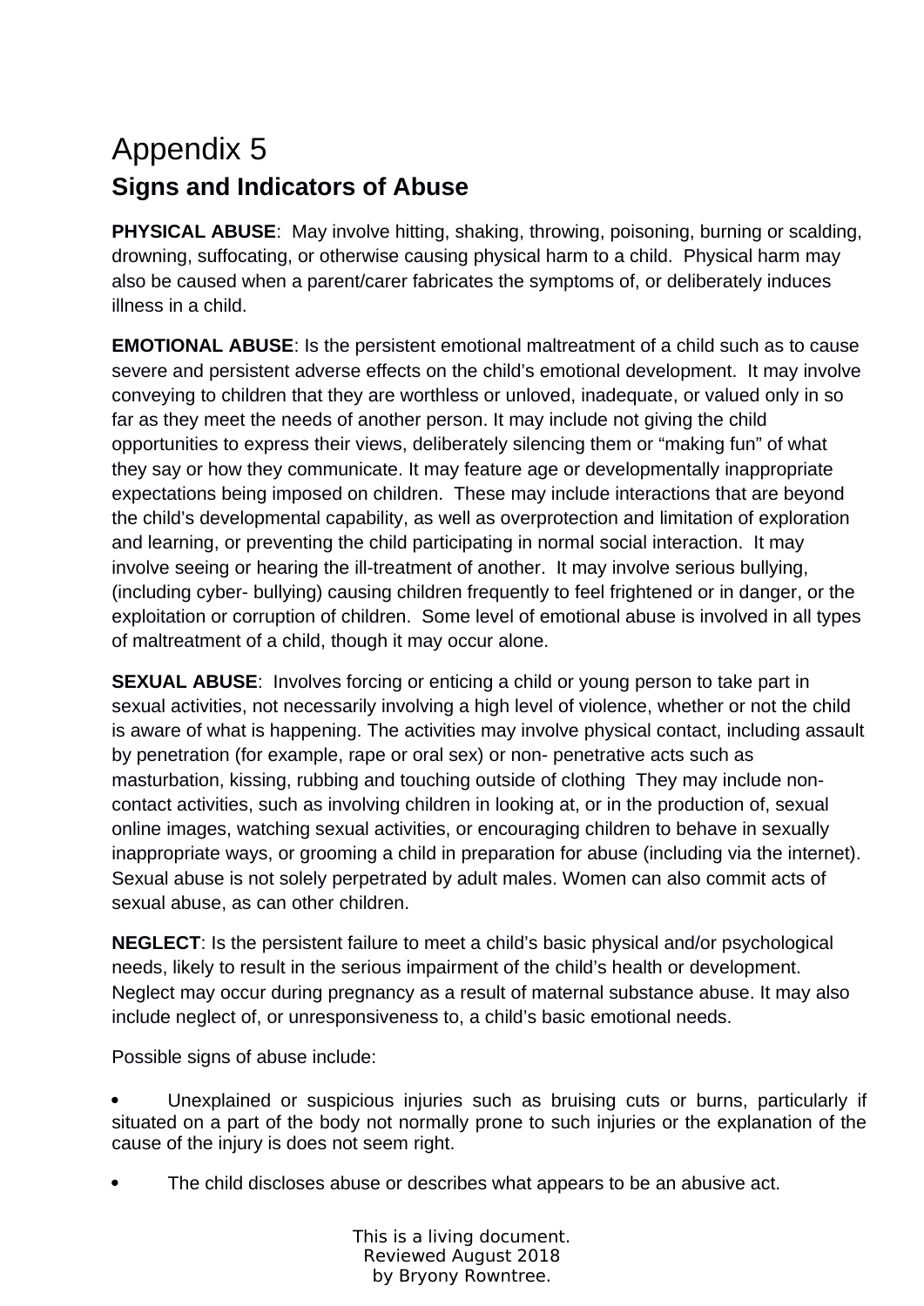# Appendix 5

## Signs and Indicators of Abuse

**PHYSICAL ABUSE**: May involve hitting, shaking, throwing, poisoning, burning or scalding, drowning, suffocating, or otherwise causing physical harm to a child. Physical harm may also be caused when a parent/carer fabricates the symptoms of, or deliberately induces illness in a child.

**EMOTIONAL ABUSE**: Is the persistent emotional maltreatment of a child such as to cause severe and persistent adverse effects on the child's emotional development. It may involve conveying to children that they are worthless or unloved, inadequate, or valued only in so far as they meet the needs of another person. It may include not giving the child opportunities to express their views, deliberately silencing them or "making fun" of what they say or how they communicate. It may feature age or developmentally inappropriate expectations being imposed on children. These may include interactions that are beyond the child's developmental capability, as well as overprotection and limitation of exploration and learning, or preventing the child participating in normal social interaction. It may involve seeing or hearing the ill-treatment of another. It may involve serious bullying, (including cyber- bullying) causing children frequently to feel frightened or in danger, or the exploitation or corruption of children. Some level of emotional abuse is involved in all types of maltreatment of a child, though it may occur alone.

**SEXUAL ABUSE**: Involves forcing or enticing a child or young person to take part in sexual activities, not necessarily involving a high level of violence, whether or not the child is aware of what is happening. The activities may involve physical contact, including assault by penetration (for example, rape or oral sex) or non- penetrative acts such as masturbation, kissing, rubbing and touching outside of clothing They may include non-contact activities, such as involving children in looking at, or in the production of, sexual online images, watching sexual activities, or encouraging children to behave in sexually inappropriate ways, or grooming a child in preparation for abuse (including via the internet). Sexual abuse is not solely perpetrated by adult males. Women can also commit acts of sexual abuse, as can other children.

**NEGLECT**: Is the persistent failure to meet a child's basic physical and/or psychological needs, likely to result in the serious impairment of the child's health or development. Neglect may occur during pregnancy as a result of maternal substance abuse. It may also include neglect of, or unresponsiveness to, a child's basic emotional needs.

Possible signs of abuse include:

- Unexplained or suspicious injuries such as bruising cuts or burns, particularly if situated on a part of the body not normally prone to such injuries or the explanation of the cause of the injury is does not seem right.
- The child discloses abuse or describes what appears to be an abusive act.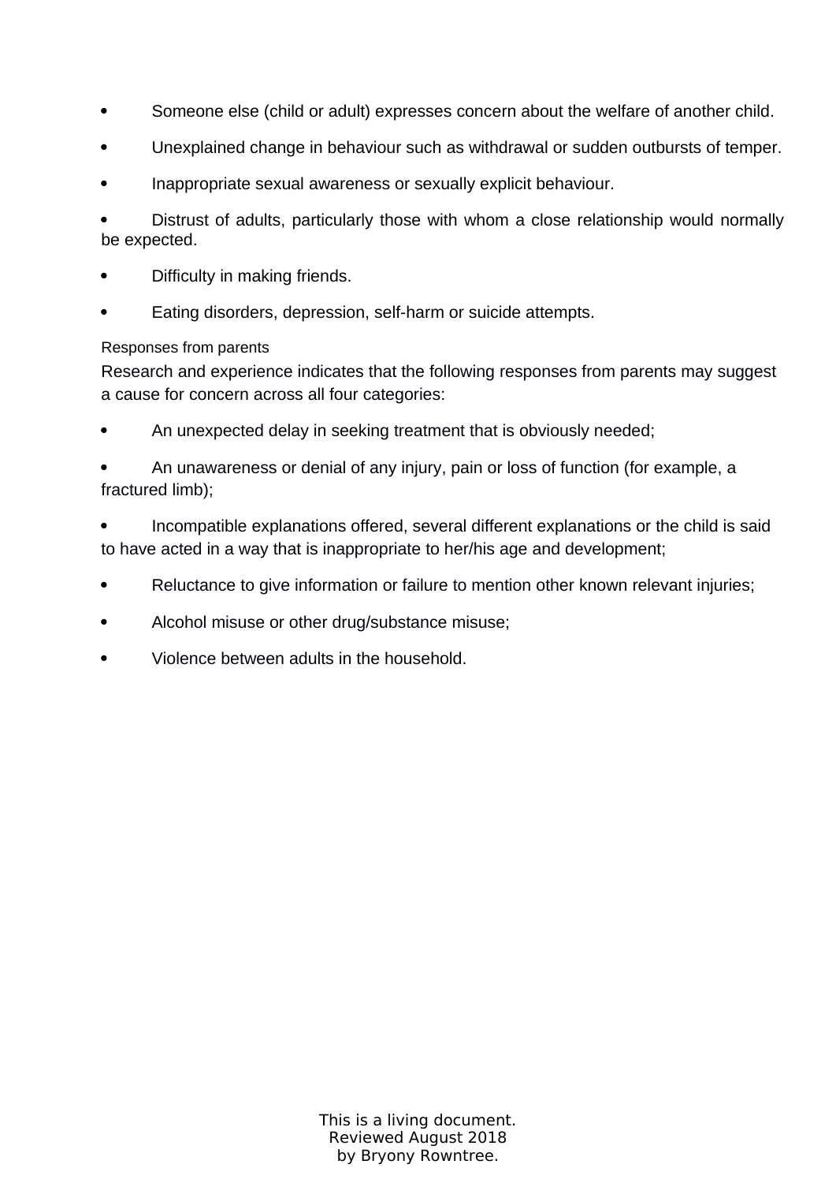- Someone else (child or adult) expresses concern about the welfare of another child.
- Unexplained change in behaviour such as withdrawal or sudden outbursts of temper.
- Inappropriate sexual awareness or sexually explicit behaviour.
- Distrust of adults, particularly those with whom a close relationship would normally be expected.
- Difficulty in making friends.
- Eating disorders, depression, self-harm or suicide attempts.

Responses from parents

Research and experience indicates that the following responses from parents may suggest a cause for concern across all four categories:

- An unexpected delay in seeking treatment that is obviously needed;
- An unawareness or denial of any injury, pain or loss of function (for example, a fractured limb);
- Incompatible explanations offered, several different explanations or the child is said to have acted in a way that is inappropriate to her/his age and development;
- Reluctance to give information or failure to mention other known relevant injuries;
- Alcohol misuse or other drug/substance misuse;
- Violence between adults in the household.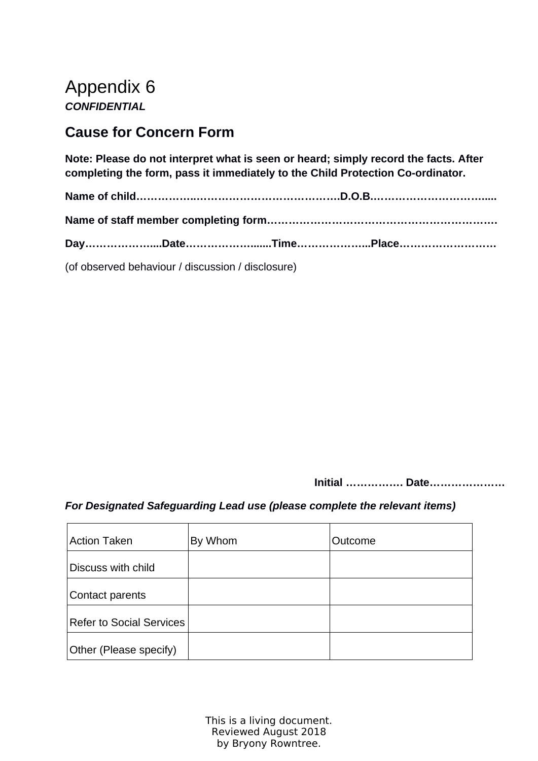# Appendix 6

***CONFIDENTIAL***

## Cause for Concern Form

**Note: Please do not interpret what is seen or heard; simply record the facts. After completing the form, pass it immediately to the Child Protection Co-ordinator.**

**Name of child……………..……………………………………….D.O.B.…………………………......**

**Name of staff member completing form…………………………………………………………**

**Day………………....Date…………………......Time………………...Place………………………**

(of observed behaviour / discussion / disclosure)

**Initial ……………. Date…………………**

***For Designated Safeguarding Lead use (please complete the relevant items)***

| Action Taken | By Whom | Outcome |
|---|---|---|
| Discuss with child | | |
| Contact parents | | |
| Refer to Social Services | | |
| Other (Please specify) | | |

This is a living document.
Reviewed August 2018
by Bryony Rowntree.